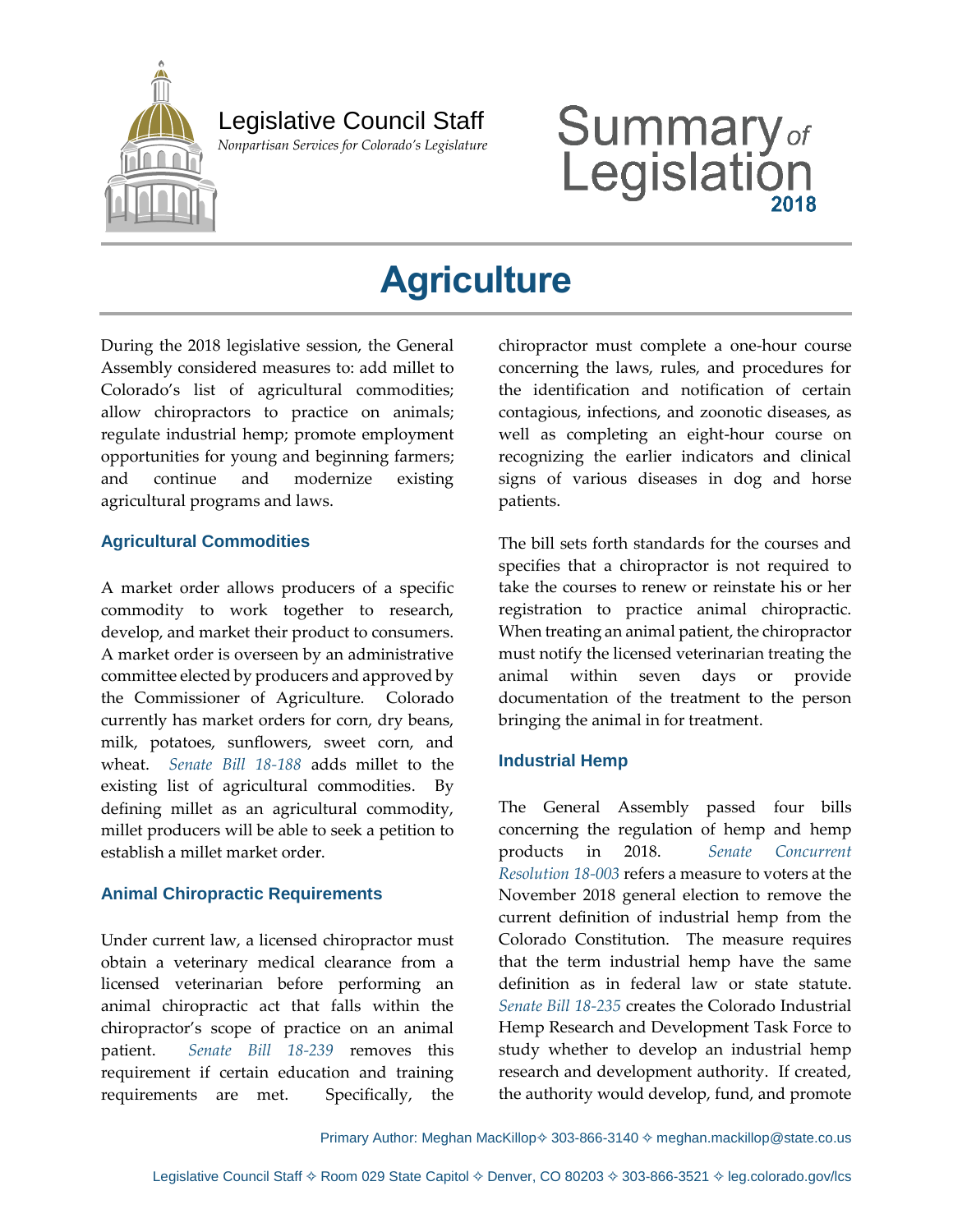Legislative Council Staff

*Nonpartisan Services for Colorado's Legislature*

Summary *of* Legislation 2018

# Agriculture

During the 2018 legislative session, the General Assembly considered measures to: add millet to Colorado's list of agricultural commodities; allow chiropractors to practice on animals; regulate industrial hemp; promote employment opportunities for young and beginning farmers; and continue and modernize existing agricultural programs and laws.

## Agricultural Commodities

A market order allows producers of a specific commodity to work together to research, develop, and market their product to consumers. A market order is overseen by an administrative committee elected by producers and approved by the Commissioner of Agriculture. Colorado currently has market orders for corn, dry beans, milk, potatoes, sunflowers, sweet corn, and wheat. *Senate Bill 18-188* adds millet to the existing list of agricultural commodities. By defining millet as an agricultural commodity, millet producers will be able to seek a petition to establish a millet market order.

## Animal Chiropractic Requirements

Under current law, a licensed chiropractor must obtain a veterinary medical clearance from a licensed veterinarian before performing an animal chiropractic act that falls within the chiropractor's scope of practice on an animal patient. *Senate Bill 18-239* removes this requirement if certain education and training requirements are met. Specifically, the chiropractor must complete a one-hour course concerning the laws, rules, and procedures for the identification and notification of certain contagious, infections, and zoonotic diseases, as well as completing an eight-hour course on recognizing the earlier indicators and clinical signs of various diseases in dog and horse patients.

The bill sets forth standards for the courses and specifies that a chiropractor is not required to take the courses to renew or reinstate his or her registration to practice animal chiropractic. When treating an animal patient, the chiropractor must notify the licensed veterinarian treating the animal within seven days or provide documentation of the treatment to the person bringing the animal in for treatment.

## Industrial Hemp

The General Assembly passed four bills concerning the regulation of hemp and hemp products in 2018. *Senate Concurrent Resolution 18-003* refers a measure to voters at the November 2018 general election to remove the current definition of industrial hemp from the Colorado Constitution. The measure requires that the term industrial hemp have the same definition as in federal law or state statute. *Senate Bill 18-235* creates the Colorado Industrial Hemp Research and Development Task Force to study whether to develop an industrial hemp research and development authority. If created, the authority would develop, fund, and promote

Primary Author: Meghan MacKillop ✧ 303-866-3140 ✧ meghan.mackillop@state.co.us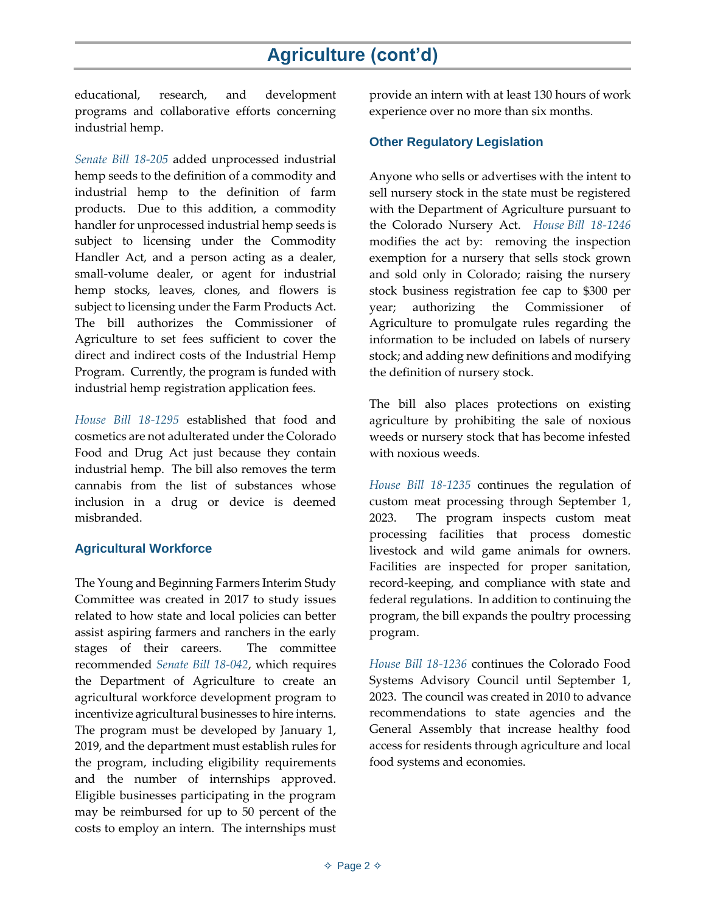# Agriculture (cont'd)

educational, research, and development programs and collaborative efforts concerning industrial hemp.

*Senate Bill 18-205* added unprocessed industrial hemp seeds to the definition of a commodity and industrial hemp to the definition of farm products. Due to this addition, a commodity handler for unprocessed industrial hemp seeds is subject to licensing under the Commodity Handler Act, and a person acting as a dealer, small-volume dealer, or agent for industrial hemp stocks, leaves, clones, and flowers is subject to licensing under the Farm Products Act. The bill authorizes the Commissioner of Agriculture to set fees sufficient to cover the direct and indirect costs of the Industrial Hemp Program. Currently, the program is funded with industrial hemp registration application fees.

*House Bill 18-1295* established that food and cosmetics are not adulterated under the Colorado Food and Drug Act just because they contain industrial hemp. The bill also removes the term cannabis from the list of substances whose inclusion in a drug or device is deemed misbranded.

### Agricultural Workforce

The Young and Beginning Farmers Interim Study Committee was created in 2017 to study issues related to how state and local policies can better assist aspiring farmers and ranchers in the early stages of their careers. The committee recommended *Senate Bill 18-042*, which requires the Department of Agriculture to create an agricultural workforce development program to incentivize agricultural businesses to hire interns. The program must be developed by January 1, 2019, and the department must establish rules for the program, including eligibility requirements and the number of internships approved. Eligible businesses participating in the program may be reimbursed for up to 50 percent of the costs to employ an intern. The internships must provide an intern with at least 130 hours of work experience over no more than six months.

### Other Regulatory Legislation

Anyone who sells or advertises with the intent to sell nursery stock in the state must be registered with the Department of Agriculture pursuant to the Colorado Nursery Act. *House Bill 18-1246* modifies the act by: removing the inspection exemption for a nursery that sells stock grown and sold only in Colorado; raising the nursery stock business registration fee cap to $300 per year; authorizing the Commissioner of Agriculture to promulgate rules regarding the information to be included on labels of nursery stock; and adding new definitions and modifying the definition of nursery stock.

The bill also places protections on existing agriculture by prohibiting the sale of noxious weeds or nursery stock that has become infested with noxious weeds.

*House Bill 18-1235* continues the regulation of custom meat processing through September 1, 2023. The program inspects custom meat processing facilities that process domestic livestock and wild game animals for owners. Facilities are inspected for proper sanitation, record-keeping, and compliance with state and federal regulations. In addition to continuing the program, the bill expands the poultry processing program.

*House Bill 18-1236* continues the Colorado Food Systems Advisory Council until September 1, 2023. The council was created in 2010 to advance recommendations to state agencies and the General Assembly that increase healthy food access for residents through agriculture and local food systems and economies.